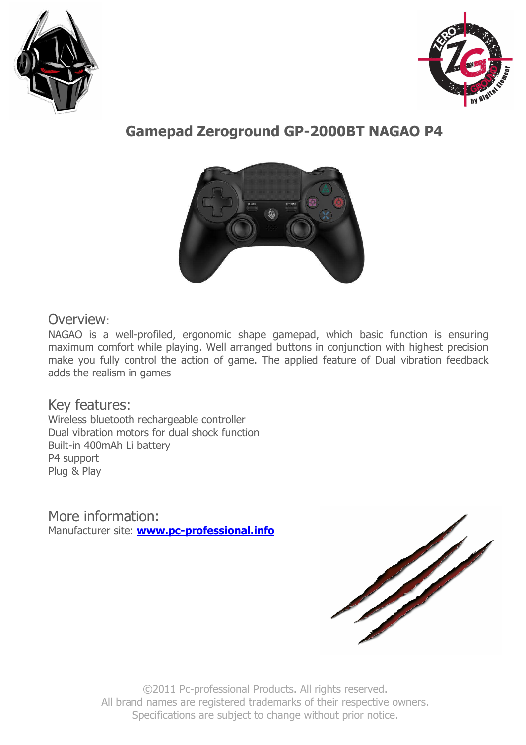# Gamepad Zeroground GP-2000BT NAGAO P4

## Overview:

NAGAO is a well-profiled, ergonomic shape gamepad, which basic function is ensuring maximum comfort while playing. Well arranged buttons in conjunction with highest precision make you fully control the action of game. The applied feature of Dual vibration feedback adds the realism in games

## Key features:

Wireless bluetooth rechargeable controller
Dual vibration motors for dual shock function
Built-in 400mAh Li battery
P4 support
Plug & Play

## More information:

Manufacturer site: **www.pc-professional.info**

©2011 Pc-professional Products. All rights reserved.
All brand names are registered trademarks of their respective owners.
Specifications are subject to change without prior notice.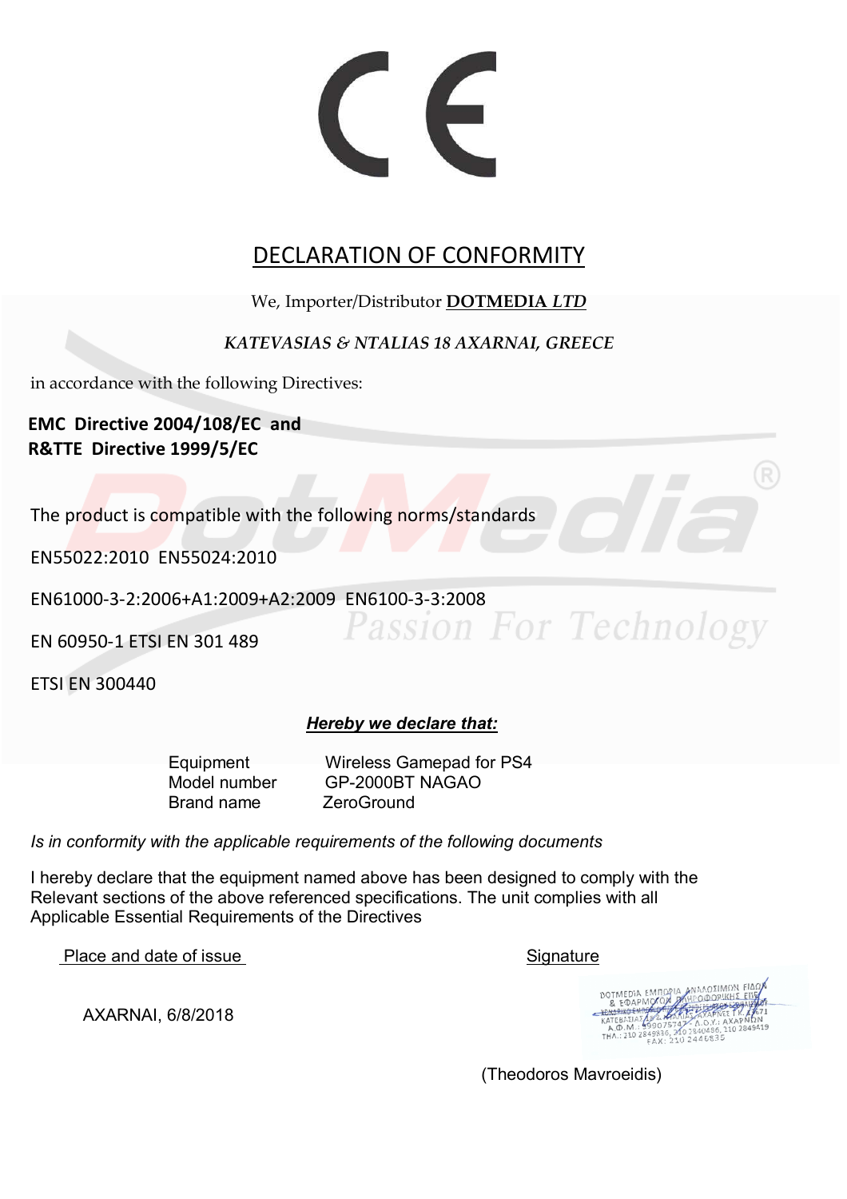CE

# DECLARATION OF CONFORMITY

We, Importer/Distributor **DOTMEDIA** ***LTD***

*KATEVASIAS & NTALIAS 18 AXARNAI, GREECE*

in accordance with the following Directives:

**EMC Directive 2004/108/EC and**
**R&TTE Directive 1999/5/EC**

The product is compatible with the following norms/standards

EN55022:2010 EN55024:2010

EN61000-3-2:2006+A1:2009+A2:2009 EN6100-3-3:2008

EN 60950-1 ETSI EN 301 489

ETSI EN 300440

***Hereby we declare that:***

| | |
|---|---|
| Equipment | Wireless Gamepad for PS4 |
| Model number | GP-2000BT NAGAO |
| Brand name | ZeroGround |

*Is in conformity with the applicable requirements of the following documents*

I hereby declare that the equipment named above has been designed to comply with the Relevant sections of the above referenced specifications. The unit complies with all Applicable Essential Requirements of the Directives

Place and date of issue

AXARNAI, 6/8/2018

Signature

(Theodoros Mavroeidis)